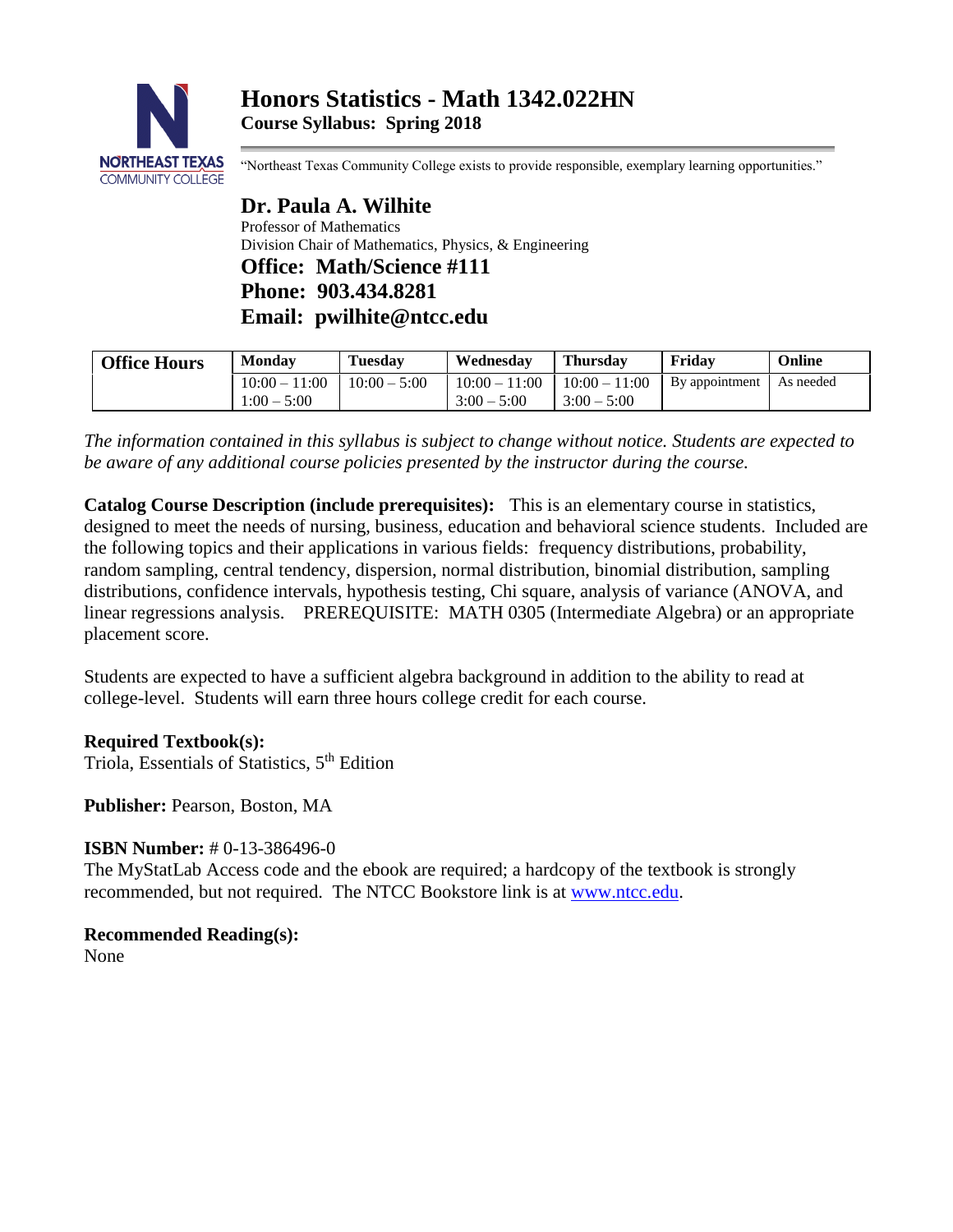# Honors Statistics - Math 1342.022HN

**Course Syllabus: Spring 2018**

"Northeast Texas Community College exists to provide responsible, exemplary learning opportunities."

## Dr. Paula A. Wilhite

Professor of Mathematics
Division Chair of Mathematics, Physics, & Engineering

**Office: Math/Science #111**
**Phone: 903.434.8281**
**Email: pwilhite@ntcc.edu**

| Office Hours | Monday | Tuesday | Wednesday | Thursday | Friday | Online |
|---|---|---|---|---|---|---|
| | 10:00 – 11:00<br>1:00 – 5:00 | 10:00 – 5:00 | 10:00 – 11:00<br>3:00 – 5:00 | 10:00 – 11:00<br>3:00 – 5:00 | By appointment | As needed |

*The information contained in this syllabus is subject to change without notice. Students are expected to be aware of any additional course policies presented by the instructor during the course.*

**Catalog Course Description (include prerequisites):** This is an elementary course in statistics, designed to meet the needs of nursing, business, education and behavioral science students. Included are the following topics and their applications in various fields: frequency distributions, probability, random sampling, central tendency, dispersion, normal distribution, binomial distribution, sampling distributions, confidence intervals, hypothesis testing, Chi square, analysis of variance (ANOVA, and linear regressions analysis. PREREQUISITE: MATH 0305 (Intermediate Algebra) or an appropriate placement score.

Students are expected to have a sufficient algebra background in addition to the ability to read at college-level. Students will earn three hours college credit for each course.

**Required Textbook(s):**
Triola, Essentials of Statistics, 5th Edition

**Publisher:** Pearson, Boston, MA

**ISBN Number:** # 0-13-386496-0
The MyStatLab Access code and the ebook are required; a hardcopy of the textbook is strongly recommended, but not required. The NTCC Bookstore link is at www.ntcc.edu.

**Recommended Reading(s):**
None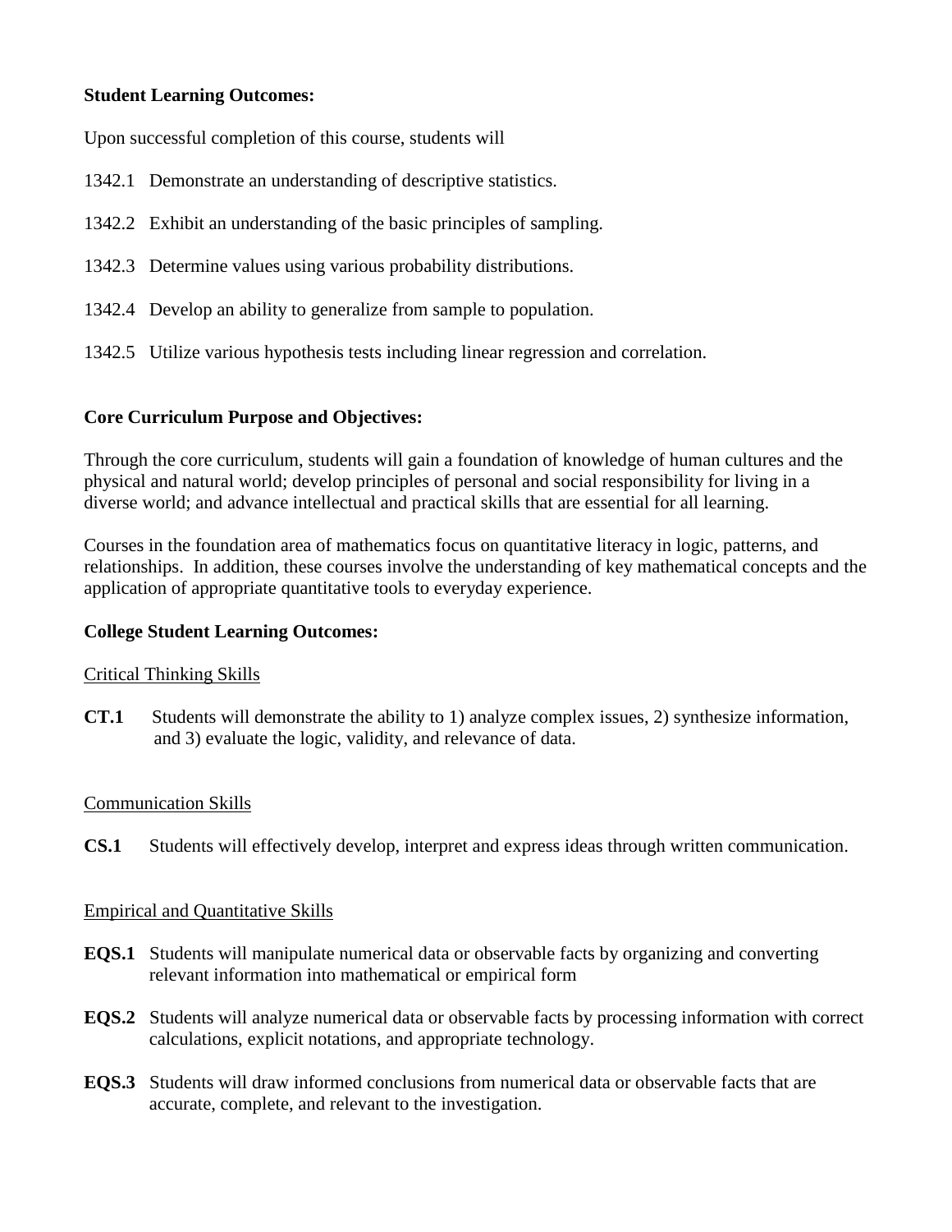**Student Learning Outcomes:**

Upon successful completion of this course, students will

1342.1 Demonstrate an understanding of descriptive statistics.

1342.2 Exhibit an understanding of the basic principles of sampling.

1342.3 Determine values using various probability distributions.

1342.4 Develop an ability to generalize from sample to population.

1342.5 Utilize various hypothesis tests including linear regression and correlation.

**Core Curriculum Purpose and Objectives:**

Through the core curriculum, students will gain a foundation of knowledge of human cultures and the physical and natural world; develop principles of personal and social responsibility for living in a diverse world; and advance intellectual and practical skills that are essential for all learning.

Courses in the foundation area of mathematics focus on quantitative literacy in logic, patterns, and relationships. In addition, these courses involve the understanding of key mathematical concepts and the application of appropriate quantitative tools to everyday experience.

**College Student Learning Outcomes:**

Critical Thinking Skills

**CT.1** Students will demonstrate the ability to 1) analyze complex issues, 2) synthesize information, and 3) evaluate the logic, validity, and relevance of data.

Communication Skills

**CS.1** Students will effectively develop, interpret and express ideas through written communication.

Empirical and Quantitative Skills

**EQS.1** Students will manipulate numerical data or observable facts by organizing and converting relevant information into mathematical or empirical form

**EQS.2** Students will analyze numerical data or observable facts by processing information with correct calculations, explicit notations, and appropriate technology.

**EQS.3** Students will draw informed conclusions from numerical data or observable facts that are accurate, complete, and relevant to the investigation.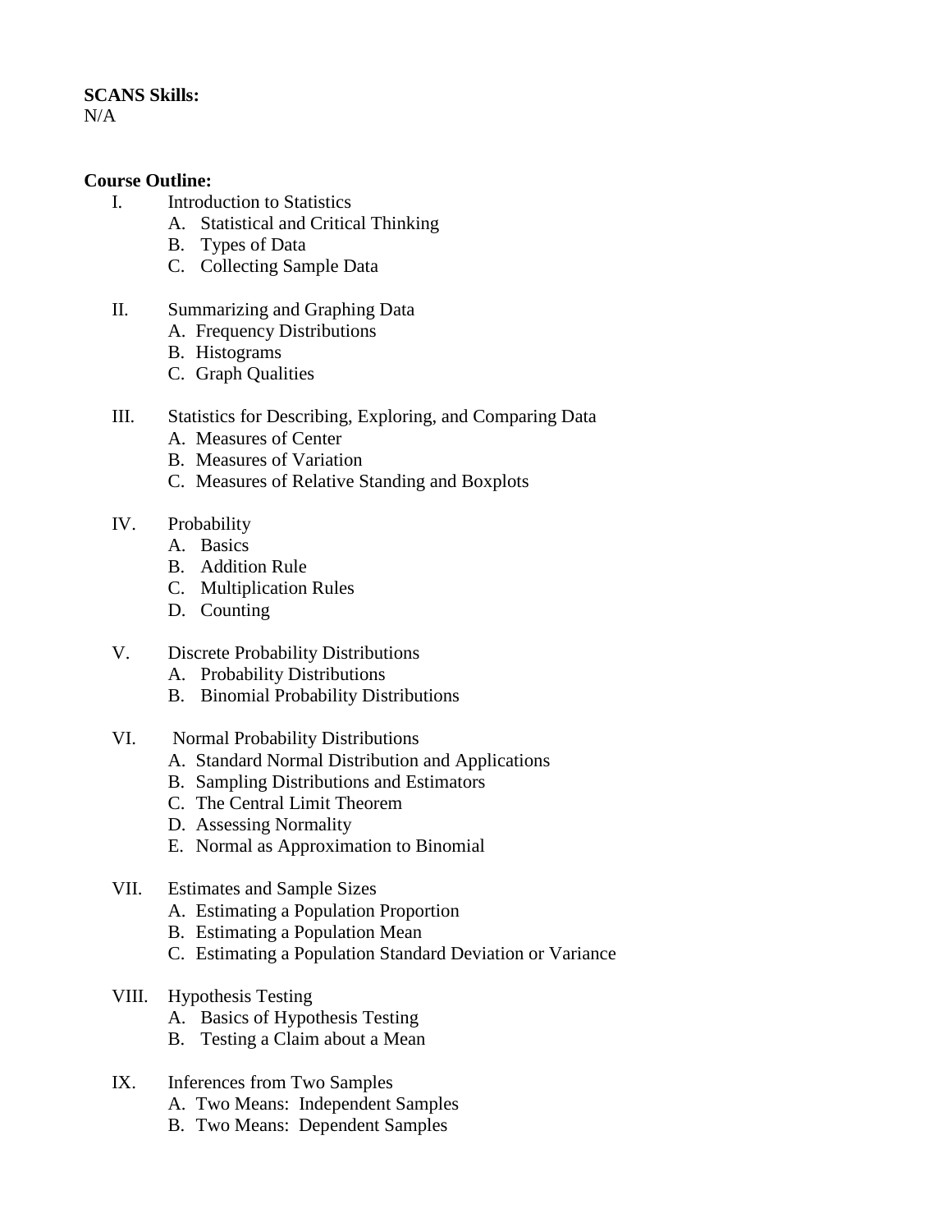**SCANS Skills:**
N/A

**Course Outline:**

I. Introduction to Statistics
   A. Statistical and Critical Thinking
   B. Types of Data
   C. Collecting Sample Data

II. Summarizing and Graphing Data
   A. Frequency Distributions
   B. Histograms
   C. Graph Qualities

III. Statistics for Describing, Exploring, and Comparing Data
   A. Measures of Center
   B. Measures of Variation
   C. Measures of Relative Standing and Boxplots

IV. Probability
   A. Basics
   B. Addition Rule
   C. Multiplication Rules
   D. Counting

V. Discrete Probability Distributions
   A. Probability Distributions
   B. Binomial Probability Distributions

VI. Normal Probability Distributions
   A. Standard Normal Distribution and Applications
   B. Sampling Distributions and Estimators
   C. The Central Limit Theorem
   D. Assessing Normality
   E. Normal as Approximation to Binomial

VII. Estimates and Sample Sizes
   A. Estimating a Population Proportion
   B. Estimating a Population Mean
   C. Estimating a Population Standard Deviation or Variance

VIII. Hypothesis Testing
   A. Basics of Hypothesis Testing
   B. Testing a Claim about a Mean

IX. Inferences from Two Samples
   A. Two Means: Independent Samples
   B. Two Means: Dependent Samples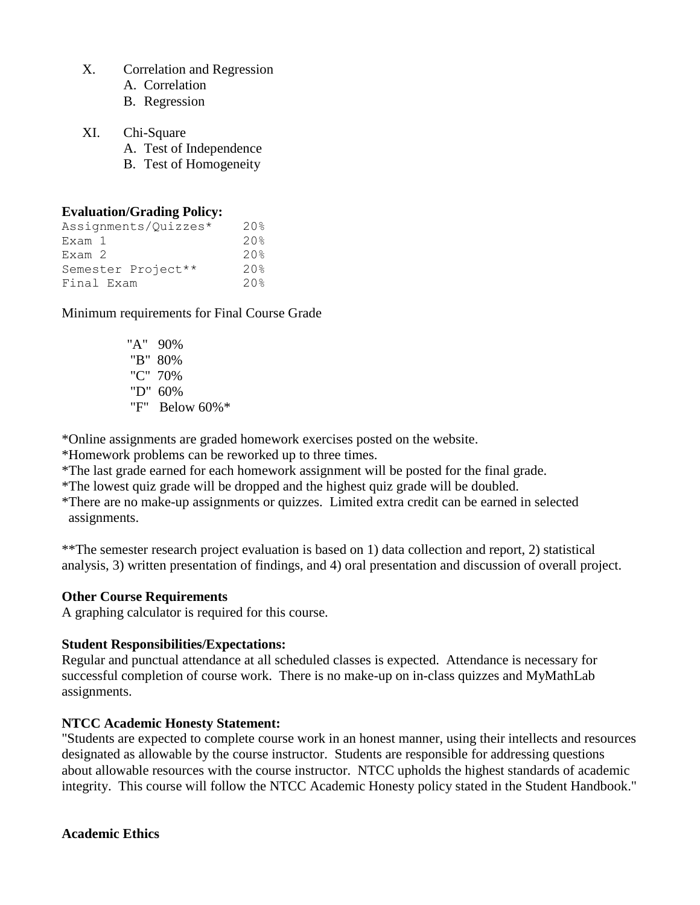X. Correlation and Regression
   A. Correlation
   B. Regression

XI. Chi-Square
   A. Test of Independence
   B. Test of Homogeneity

**Evaluation/Grading Policy:**

| | |
|---|---|
| Assignments/Quizzes* | 20% |
| Exam 1 | 20% |
| Exam 2 | 20% |
| Semester Project** | 20% |
| Final Exam | 20% |

Minimum requirements for Final Course Grade

"A" 90%
"B" 80%
"C" 70%
"D" 60%
"F" Below 60%*

*Online assignments are graded homework exercises posted on the website.
*Homework problems can be reworked up to three times.
*The last grade earned for each homework assignment will be posted for the final grade.
*The lowest quiz grade will be dropped and the highest quiz grade will be doubled.
*There are no make-up assignments or quizzes. Limited extra credit can be earned in selected assignments.

**The semester research project evaluation is based on 1) data collection and report, 2) statistical analysis, 3) written presentation of findings, and 4) oral presentation and discussion of overall project.

**Other Course Requirements**
A graphing calculator is required for this course.

**Student Responsibilities/Expectations:**
Regular and punctual attendance at all scheduled classes is expected. Attendance is necessary for successful completion of course work. There is no make-up on in-class quizzes and MyMathLab assignments.

**NTCC Academic Honesty Statement:**
"Students are expected to complete course work in an honest manner, using their intellects and resources designated as allowable by the course instructor. Students are responsible for addressing questions about allowable resources with the course instructor. NTCC upholds the highest standards of academic integrity. This course will follow the NTCC Academic Honesty policy stated in the Student Handbook."

**Academic Ethics**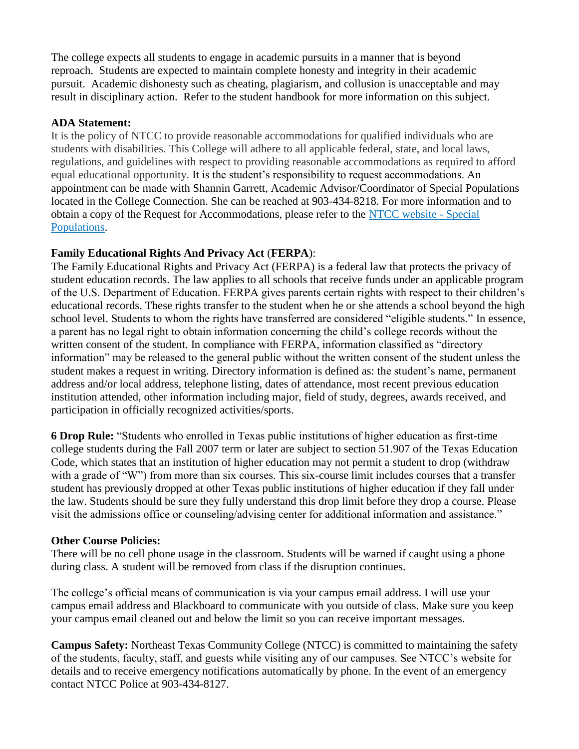The college expects all students to engage in academic pursuits in a manner that is beyond reproach. Students are expected to maintain complete honesty and integrity in their academic pursuit. Academic dishonesty such as cheating, plagiarism, and collusion is unacceptable and may result in disciplinary action. Refer to the student handbook for more information on this subject.

**ADA Statement:**
It is the policy of NTCC to provide reasonable accommodations for qualified individuals who are students with disabilities. This College will adhere to all applicable federal, state, and local laws, regulations, and guidelines with respect to providing reasonable accommodations as required to afford equal educational opportunity. It is the student's responsibility to request accommodations. An appointment can be made with Shannin Garrett, Academic Advisor/Coordinator of Special Populations located in the College Connection. She can be reached at 903-434-8218. For more information and to obtain a copy of the Request for Accommodations, please refer to the NTCC website - Special Populations.

**Family Educational Rights And Privacy Act** (**FERPA**):
The Family Educational Rights and Privacy Act (FERPA) is a federal law that protects the privacy of student education records. The law applies to all schools that receive funds under an applicable program of the U.S. Department of Education. FERPA gives parents certain rights with respect to their children's educational records. These rights transfer to the student when he or she attends a school beyond the high school level. Students to whom the rights have transferred are considered "eligible students." In essence, a parent has no legal right to obtain information concerning the child's college records without the written consent of the student. In compliance with FERPA, information classified as "directory information" may be released to the general public without the written consent of the student unless the student makes a request in writing. Directory information is defined as: the student's name, permanent address and/or local address, telephone listing, dates of attendance, most recent previous education institution attended, other information including major, field of study, degrees, awards received, and participation in officially recognized activities/sports.

**6 Drop Rule:** "Students who enrolled in Texas public institutions of higher education as first-time college students during the Fall 2007 term or later are subject to section 51.907 of the Texas Education Code, which states that an institution of higher education may not permit a student to drop (withdraw with a grade of "W") from more than six courses. This six-course limit includes courses that a transfer student has previously dropped at other Texas public institutions of higher education if they fall under the law. Students should be sure they fully understand this drop limit before they drop a course. Please visit the admissions office or counseling/advising center for additional information and assistance."

**Other Course Policies:**
There will be no cell phone usage in the classroom. Students will be warned if caught using a phone during class. A student will be removed from class if the disruption continues.

The college's official means of communication is via your campus email address. I will use your campus email address and Blackboard to communicate with you outside of class. Make sure you keep your campus email cleaned out and below the limit so you can receive important messages.

**Campus Safety:** Northeast Texas Community College (NTCC) is committed to maintaining the safety of the students, faculty, staff, and guests while visiting any of our campuses. See NTCC's website for details and to receive emergency notifications automatically by phone. In the event of an emergency contact NTCC Police at 903-434-8127.